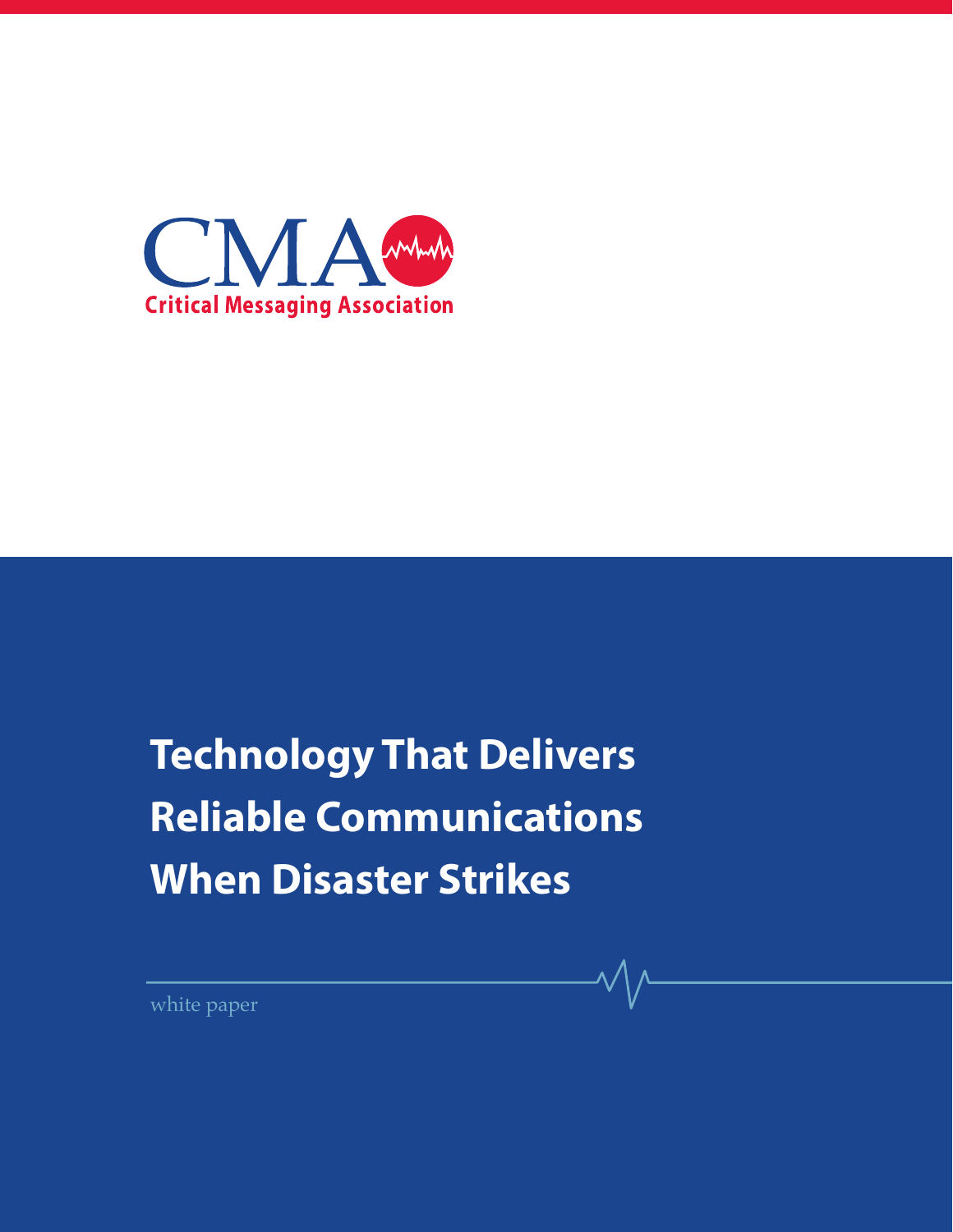CMA

Critical Messaging Association

# Technology That Delivers Reliable Communications When Disaster Strikes

white paper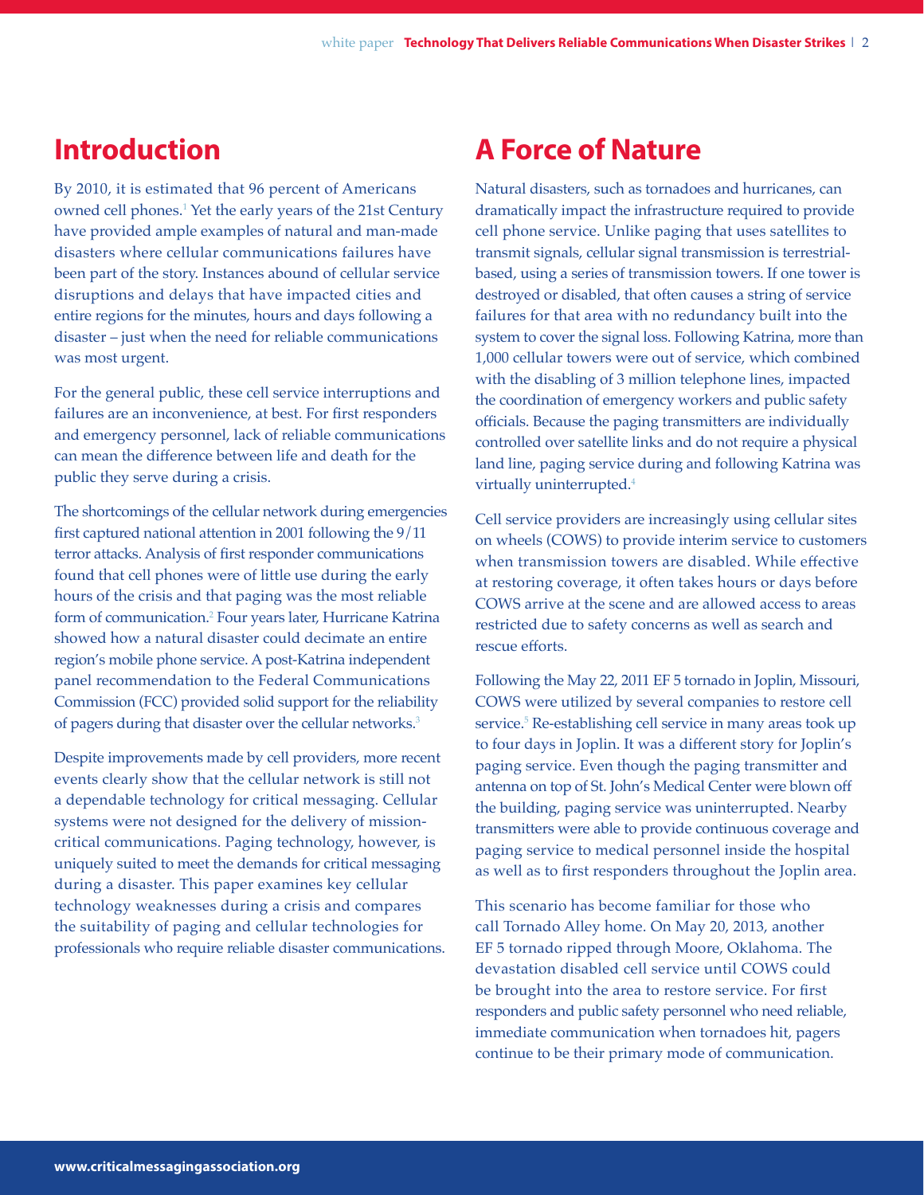## Introduction

By 2010, it is estimated that 96 percent of Americans owned cell phones.[1] Yet the early years of the 21st Century have provided ample examples of natural and man-made disasters where cellular communications failures have been part of the story. Instances abound of cellular service disruptions and delays that have impacted cities and entire regions for the minutes, hours and days following a disaster – just when the need for reliable communications was most urgent.

For the general public, these cell service interruptions and failures are an inconvenience, at best. For first responders and emergency personnel, lack of reliable communications can mean the difference between life and death for the public they serve during a crisis.

The shortcomings of the cellular network during emergencies first captured national attention in 2001 following the 9/11 terror attacks. Analysis of first responder communications found that cell phones were of little use during the early hours of the crisis and that paging was the most reliable form of communication.[2] Four years later, Hurricane Katrina showed how a natural disaster could decimate an entire region's mobile phone service. A post-Katrina independent panel recommendation to the Federal Communications Commission (FCC) provided solid support for the reliability of pagers during that disaster over the cellular networks.[3]

Despite improvements made by cell providers, more recent events clearly show that the cellular network is still not a dependable technology for critical messaging. Cellular systems were not designed for the delivery of mission-critical communications. Paging technology, however, is uniquely suited to meet the demands for critical messaging during a disaster. This paper examines key cellular technology weaknesses during a crisis and compares the suitability of paging and cellular technologies for professionals who require reliable disaster communications.

## A Force of Nature

Natural disasters, such as tornadoes and hurricanes, can dramatically impact the infrastructure required to provide cell phone service. Unlike paging that uses satellites to transmit signals, cellular signal transmission is terrestrial-based, using a series of transmission towers. If one tower is destroyed or disabled, that often causes a string of service failures for that area with no redundancy built into the system to cover the signal loss. Following Katrina, more than 1,000 cellular towers were out of service, which combined with the disabling of 3 million telephone lines, impacted the coordination of emergency workers and public safety officials. Because the paging transmitters are individually controlled over satellite links and do not require a physical land line, paging service during and following Katrina was virtually uninterrupted.[4]

Cell service providers are increasingly using cellular sites on wheels (COWS) to provide interim service to customers when transmission towers are disabled. While effective at restoring coverage, it often takes hours or days before COWS arrive at the scene and are allowed access to areas restricted due to safety concerns as well as search and rescue efforts.

Following the May 22, 2011 EF 5 tornado in Joplin, Missouri, COWS were utilized by several companies to restore cell service.[5] Re-establishing cell service in many areas took up to four days in Joplin. It was a different story for Joplin's paging service. Even though the paging transmitter and antenna on top of St. John's Medical Center were blown off the building, paging service was uninterrupted. Nearby transmitters were able to provide continuous coverage and paging service to medical personnel inside the hospital as well as to first responders throughout the Joplin area.

This scenario has become familiar for those who call Tornado Alley home. On May 20, 2013, another EF 5 tornado ripped through Moore, Oklahoma. The devastation disabled cell service until COWS could be brought into the area to restore service. For first responders and public safety personnel who need reliable, immediate communication when tornadoes hit, pagers continue to be their primary mode of communication.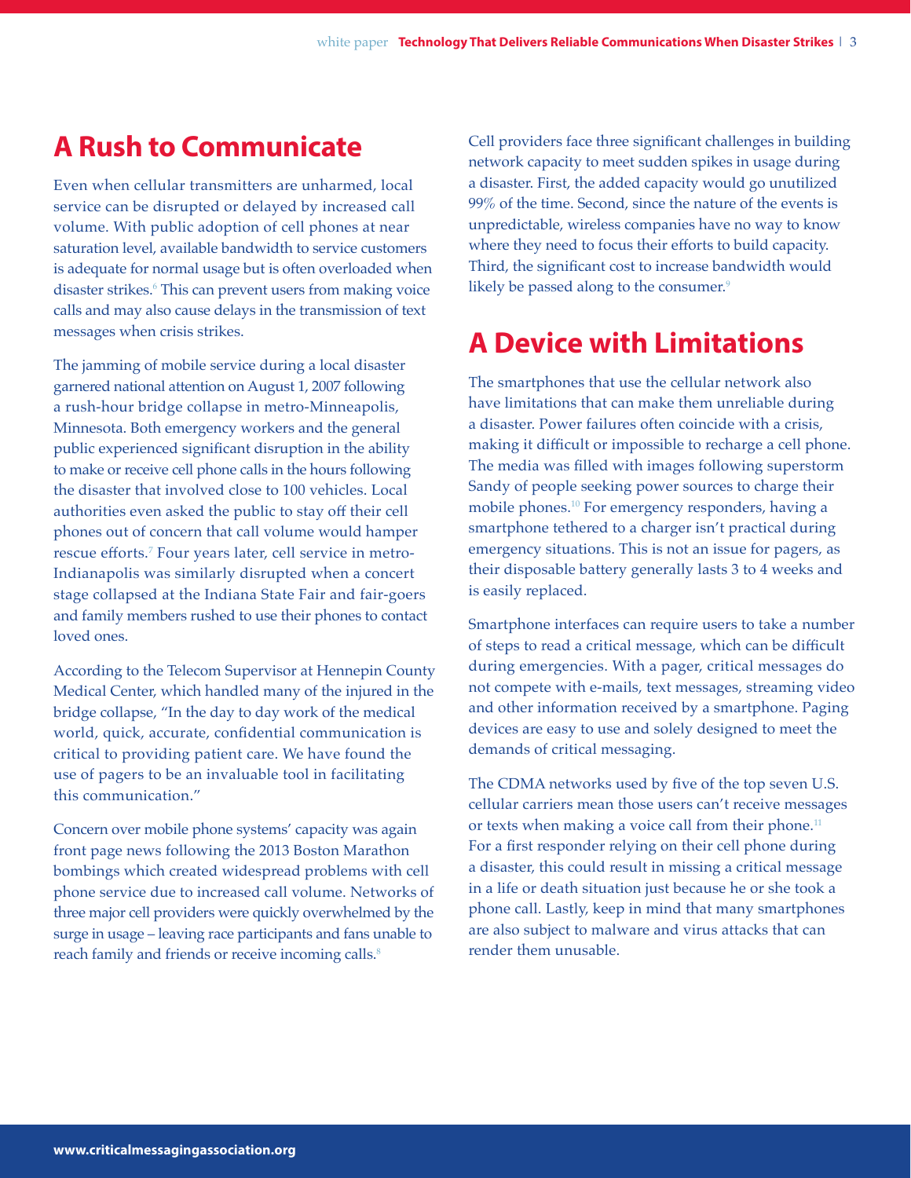## A Rush to Communicate

Even when cellular transmitters are unharmed, local service can be disrupted or delayed by increased call volume. With public adoption of cell phones at near saturation level, available bandwidth to service customers is adequate for normal usage but is often overloaded when disaster strikes.[6] This can prevent users from making voice calls and may also cause delays in the transmission of text messages when crisis strikes.

The jamming of mobile service during a local disaster garnered national attention on August 1, 2007 following a rush-hour bridge collapse in metro-Minneapolis, Minnesota. Both emergency workers and the general public experienced significant disruption in the ability to make or receive cell phone calls in the hours following the disaster that involved close to 100 vehicles. Local authorities even asked the public to stay off their cell phones out of concern that call volume would hamper rescue efforts.[7] Four years later, cell service in metro-Indianapolis was similarly disrupted when a concert stage collapsed at the Indiana State Fair and fair-goers and family members rushed to use their phones to contact loved ones.

According to the Telecom Supervisor at Hennepin County Medical Center, which handled many of the injured in the bridge collapse, "In the day to day work of the medical world, quick, accurate, confidential communication is critical to providing patient care. We have found the use of pagers to be an invaluable tool in facilitating this communication."

Concern over mobile phone systems' capacity was again front page news following the 2013 Boston Marathon bombings which created widespread problems with cell phone service due to increased call volume. Networks of three major cell providers were quickly overwhelmed by the surge in usage – leaving race participants and fans unable to reach family and friends or receive incoming calls.[8]

Cell providers face three significant challenges in building network capacity to meet sudden spikes in usage during a disaster. First, the added capacity would go unutilized 99% of the time. Second, since the nature of the events is unpredictable, wireless companies have no way to know where they need to focus their efforts to build capacity. Third, the significant cost to increase bandwidth would likely be passed along to the consumer.[9]

## A Device with Limitations

The smartphones that use the cellular network also have limitations that can make them unreliable during a disaster. Power failures often coincide with a crisis, making it difficult or impossible to recharge a cell phone. The media was filled with images following superstorm Sandy of people seeking power sources to charge their mobile phones.[10] For emergency responders, having a smartphone tethered to a charger isn't practical during emergency situations. This is not an issue for pagers, as their disposable battery generally lasts 3 to 4 weeks and is easily replaced.

Smartphone interfaces can require users to take a number of steps to read a critical message, which can be difficult during emergencies. With a pager, critical messages do not compete with e-mails, text messages, streaming video and other information received by a smartphone. Paging devices are easy to use and solely designed to meet the demands of critical messaging.

The CDMA networks used by five of the top seven U.S. cellular carriers mean those users can't receive messages or texts when making a voice call from their phone.[11] For a first responder relying on their cell phone during a disaster, this could result in missing a critical message in a life or death situation just because he or she took a phone call. Lastly, keep in mind that many smartphones are also subject to malware and virus attacks that can render them unusable.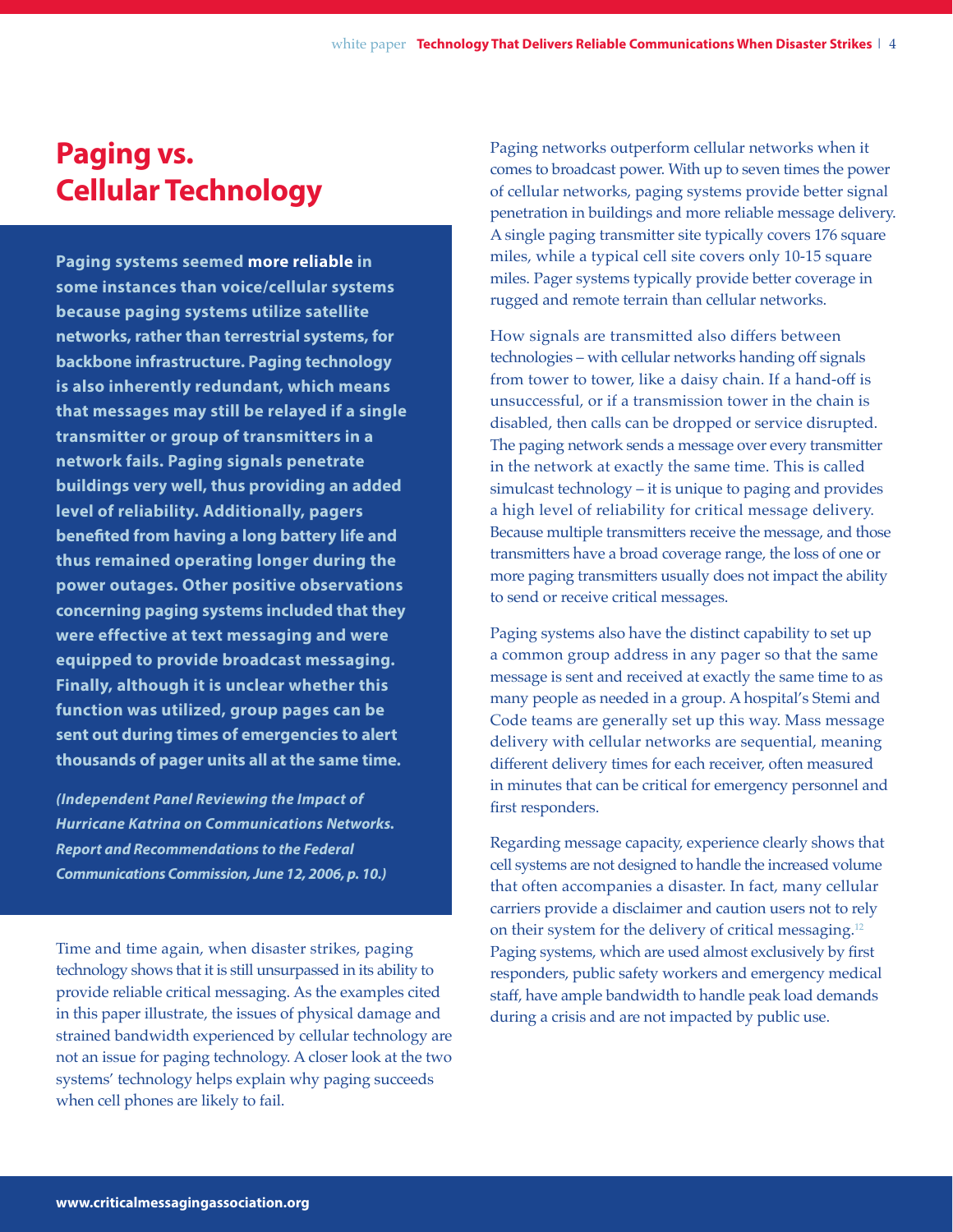# Paging vs. Cellular Technology

**Paging systems seemed more reliable in some instances than voice/cellular systems because paging systems utilize satellite networks, rather than terrestrial systems, for backbone infrastructure. Paging technology is also inherently redundant, which means that messages may still be relayed if a single transmitter or group of transmitters in a network fails. Paging signals penetrate buildings very well, thus providing an added level of reliability. Additionally, pagers benefited from having a long battery life and thus remained operating longer during the power outages. Other positive observations concerning paging systems included that they were effective at text messaging and were equipped to provide broadcast messaging. Finally, although it is unclear whether this function was utilized, group pages can be sent out during times of emergencies to alert thousands of pager units all at the same time.**

***(Independent Panel Reviewing the Impact of Hurricane Katrina on Communications Networks. Report and Recommendations to the Federal Communications Commission, June 12, 2006, p. 10.)***

Time and time again, when disaster strikes, paging technology shows that it is still unsurpassed in its ability to provide reliable critical messaging. As the examples cited in this paper illustrate, the issues of physical damage and strained bandwidth experienced by cellular technology are not an issue for paging technology. A closer look at the two systems' technology helps explain why paging succeeds when cell phones are likely to fail.

Paging networks outperform cellular networks when it comes to broadcast power. With up to seven times the power of cellular networks, paging systems provide better signal penetration in buildings and more reliable message delivery. A single paging transmitter site typically covers 176 square miles, while a typical cell site covers only 10-15 square miles. Pager systems typically provide better coverage in rugged and remote terrain than cellular networks.

How signals are transmitted also differs between technologies – with cellular networks handing off signals from tower to tower, like a daisy chain. If a hand-off is unsuccessful, or if a transmission tower in the chain is disabled, then calls can be dropped or service disrupted. The paging network sends a message over every transmitter in the network at exactly the same time. This is called simulcast technology – it is unique to paging and provides a high level of reliability for critical message delivery. Because multiple transmitters receive the message, and those transmitters have a broad coverage range, the loss of one or more paging transmitters usually does not impact the ability to send or receive critical messages.

Paging systems also have the distinct capability to set up a common group address in any pager so that the same message is sent and received at exactly the same time to as many people as needed in a group. A hospital's Stemi and Code teams are generally set up this way. Mass message delivery with cellular networks are sequential, meaning different delivery times for each receiver, often measured in minutes that can be critical for emergency personnel and first responders.

Regarding message capacity, experience clearly shows that cell systems are not designed to handle the increased volume that often accompanies a disaster. In fact, many cellular carriers provide a disclaimer and caution users not to rely on their system for the delivery of critical messaging.[12] Paging systems, which are used almost exclusively by first responders, public safety workers and emergency medical staff, have ample bandwidth to handle peak load demands during a crisis and are not impacted by public use.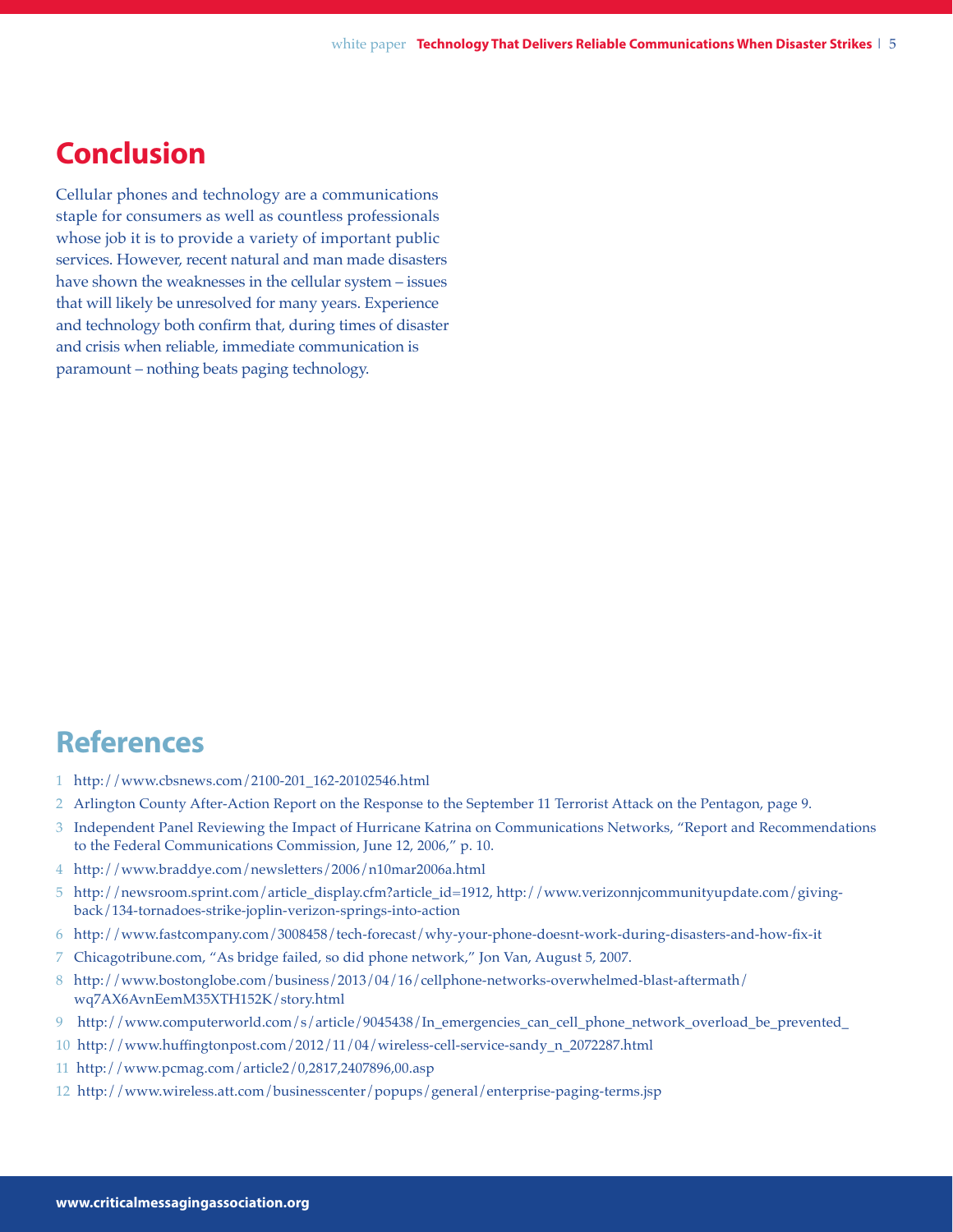## Conclusion

Cellular phones and technology are a communications staple for consumers as well as countless professionals whose job it is to provide a variety of important public services. However, recent natural and man made disasters have shown the weaknesses in the cellular system – issues that will likely be unresolved for many years. Experience and technology both confirm that, during times of disaster and crisis when reliable, immediate communication is paramount – nothing beats paging technology.

## References

1. http://www.cbsnews.com/2100-201_162-20102546.html
2. Arlington County After-Action Report on the Response to the September 11 Terrorist Attack on the Pentagon, page 9.
3. Independent Panel Reviewing the Impact of Hurricane Katrina on Communications Networks, "Report and Recommendations to the Federal Communications Commission, June 12, 2006," p. 10.
4. http://www.braddye.com/newsletters/2006/n10mar2006a.html
5. http://newsroom.sprint.com/article_display.cfm?article_id=1912, http://www.verizonnjcommunityupdate.com/giving-back/134-tornadoes-strike-joplin-verizon-springs-into-action
6. http://www.fastcompany.com/3008458/tech-forecast/why-your-phone-doesnt-work-during-disasters-and-how-fix-it
7. Chicagotribune.com, "As bridge failed, so did phone network," Jon Van, August 5, 2007.
8. http://www.bostonglobe.com/business/2013/04/16/cellphone-networks-overwhelmed-blast-aftermath/wq7AX6AvnEemM35XTH152K/story.html
9. http://www.computerworld.com/s/article/9045438/In_emergencies_can_cell_phone_network_overload_be_prevented_
10. http://www.huffingtonpost.com/2012/11/04/wireless-cell-service-sandy_n_2072287.html
11. http://www.pcmag.com/article2/0,2817,2407896,00.asp
12. http://www.wireless.att.com/businesscenter/popups/general/enterprise-paging-terms.jsp

www.criticalmessagingassociation.org